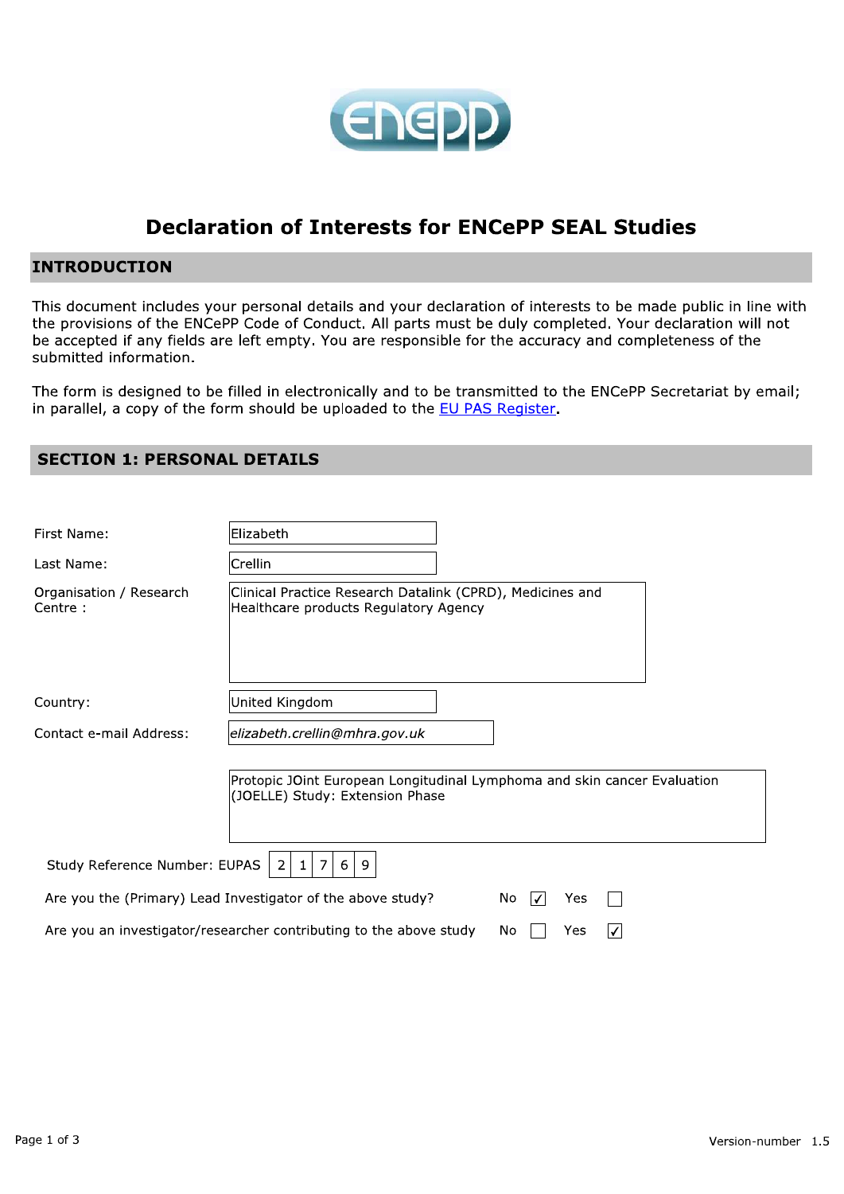# Declaration of Interests for ENCePP SEAL Studies

## INTRODUCTION

This document includes your personal details and your declaration of interests to be made public in line with the provisions of the ENCePP Code of Conduct. All parts must be duly completed. Your declaration will not be accepted if any fields are left empty. You are responsible for the accuracy and completeness of the submitted information.

The form is designed to be filled in electronically and to be transmitted to the ENCePP Secretariat by email; in parallel, a copy of the form should be uploaded to the EU PAS Register.

## SECTION 1: PERSONAL DETAILS

First Name: Elizabeth

Last Name: Crellin

Organisation / Research Centre : Clinical Practice Research Datalink (CPRD), Medicines and Healthcare products Regulatory Agency

Country: United Kingdom

Contact e-mail Address: *elizabeth.crellin@mhra.gov.uk*

Protopic JOint European Longitudinal Lymphoma and skin cancer Evaluation (JOELLE) Study: Extension Phase

Study Reference Number: EUPAS 21769

Are you the (Primary) Lead Investigator of the above study? No ☑ Yes ☐

Are you an investigator/researcher contributing to the above study No ☐ Yes ☑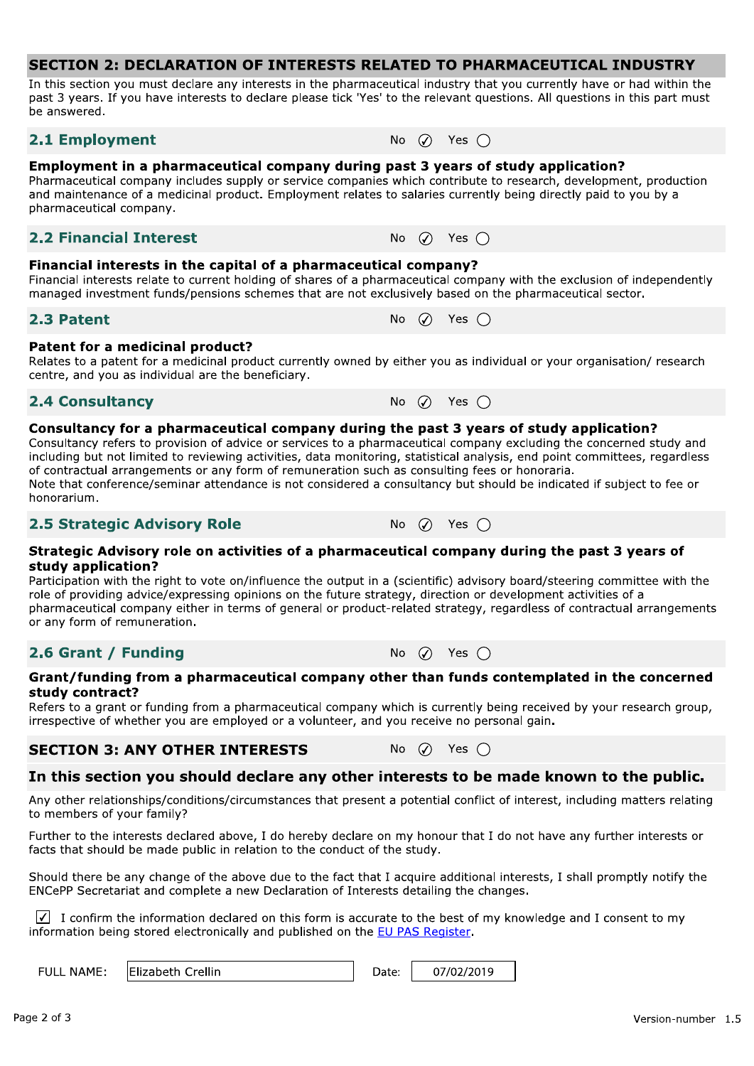## SECTION 2: DECLARATION OF INTERESTS RELATED TO PHARMACEUTICAL INDUSTRY

In this section you must declare any interests in the pharmaceutical industry that you currently have or had within the past 3 years. If you have interests to declare please tick 'Yes' to the relevant questions. All questions in this part must be answered.

### 2.1 Employment

No ✓ Yes ◯

**Employment in a pharmaceutical company during past 3 years of study application?**

Pharmaceutical company includes supply or service companies which contribute to research, development, production and maintenance of a medicinal product. Employment relates to salaries currently being directly paid to you by a pharmaceutical company.

### 2.2 Financial Interest

No ✓ Yes ◯

**Financial interests in the capital of a pharmaceutical company?**

Financial interests relate to current holding of shares of a pharmaceutical company with the exclusion of independently managed investment funds/pensions schemes that are not exclusively based on the pharmaceutical sector.

### 2.3 Patent

No ✓ Yes ◯

**Patent for a medicinal product?**

Relates to a patent for a medicinal product currently owned by either you as individual or your organisation/ research centre, and you as individual are the beneficiary.

### 2.4 Consultancy

No ✓ Yes ◯

**Consultancy for a pharmaceutical company during the past 3 years of study application?**

Consultancy refers to provision of advice or services to a pharmaceutical company excluding the concerned study and including but not limited to reviewing activities, data monitoring, statistical analysis, end point committees, regardless of contractual arrangements or any form of remuneration such as consulting fees or honoraria.
Note that conference/seminar attendance is not considered a consultancy but should be indicated if subject to fee or honorarium.

### 2.5 Strategic Advisory Role

No ✓ Yes ◯

**Strategic Advisory role on activities of a pharmaceutical company during the past 3 years of study application?**

Participation with the right to vote on/influence the output in a (scientific) advisory board/steering committee with the role of providing advice/expressing opinions on the future strategy, direction or development activities of a pharmaceutical company either in terms of general or product-related strategy, regardless of contractual arrangements or any form of remuneration.

### 2.6 Grant / Funding

No ✓ Yes ◯

**Grant/funding from a pharmaceutical company other than funds contemplated in the concerned study contract?**

Refers to a grant or funding from a pharmaceutical company which is currently being received by your research group, irrespective of whether you are employed or a volunteer, and you receive no personal gain.

## SECTION 3: ANY OTHER INTERESTS

No ✓ Yes ◯

**In this section you should declare any other interests to be made known to the public.**

Any other relationships/conditions/circumstances that present a potential conflict of interest, including matters relating to members of your family?

Further to the interests declared above, I do hereby declare on my honour that I do not have any further interests or facts that should be made public in relation to the conduct of the study.

Should there be any change of the above due to the fact that I acquire additional interests, I shall promptly notify the ENCePP Secretariat and complete a new Declaration of Interests detailing the changes.

☑ I confirm the information declared on this form is accurate to the best of my knowledge and I consent to my information being stored electronically and published on the EU PAS Register.

FULL NAME: Elizabeth Crellin     Date: 07/02/2019

Version-number 1.5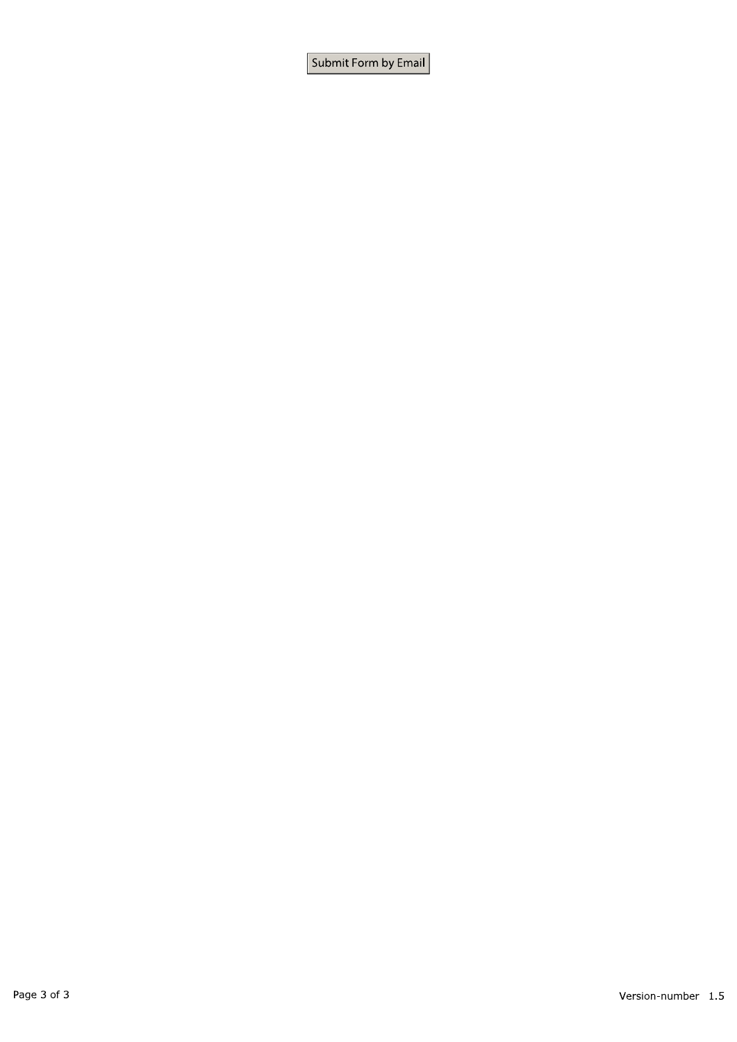Submit Form by Email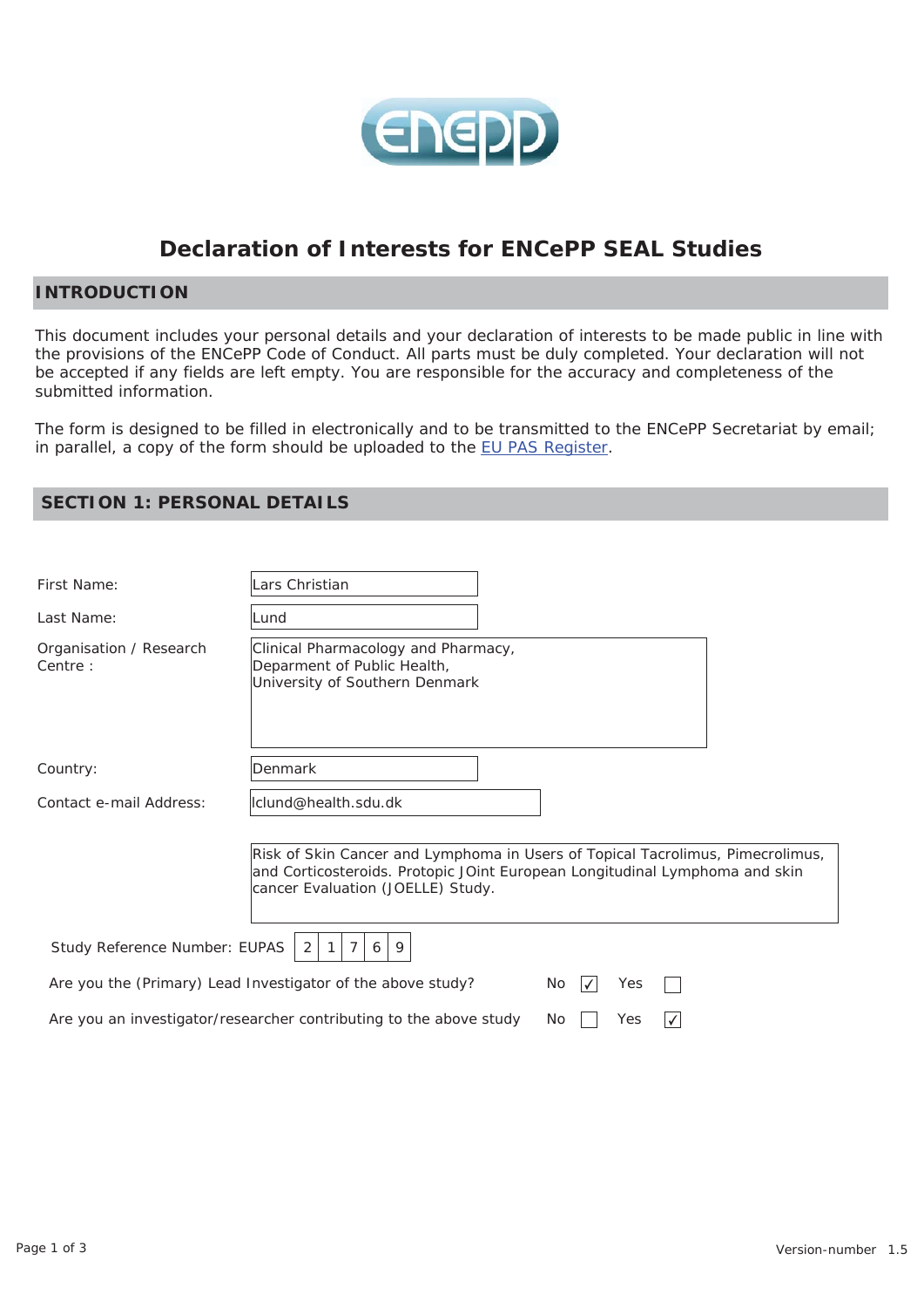# Declaration of Interests for ENCePP SEAL Studies

## INTRODUCTION

This document includes your personal details and your declaration of interests to be made public in line with the provisions of the ENCePP Code of Conduct. All parts must be duly completed. Your declaration will not be accepted if any fields are left empty. You are responsible for the accuracy and completeness of the submitted information.

The form is designed to be filled in electronically and to be transmitted to the ENCePP Secretariat by email; in parallel, a copy of the form should be uploaded to the EU PAS Register.

## SECTION 1: PERSONAL DETAILS

First Name: Lars Christian

Last Name: Lund

Organisation / Research Centre : Clinical Pharmacology and Pharmacy, Deparment of Public Health, University of Southern Denmark

Country: Denmark

Contact e-mail Address: lclund@health.sdu.dk

Risk of Skin Cancer and Lymphoma in Users of Topical Tacrolimus, Pimecrolimus, and Corticosteroids. Protopic JOint European Longitudinal Lymphoma and skin cancer Evaluation (JOELLE) Study.

Study Reference Number: EUPAS 21769

Are you the (Primary) Lead Investigator of the above study? No ☑ Yes ☐

Are you an investigator/researcher contributing to the above study No ☐ Yes ☑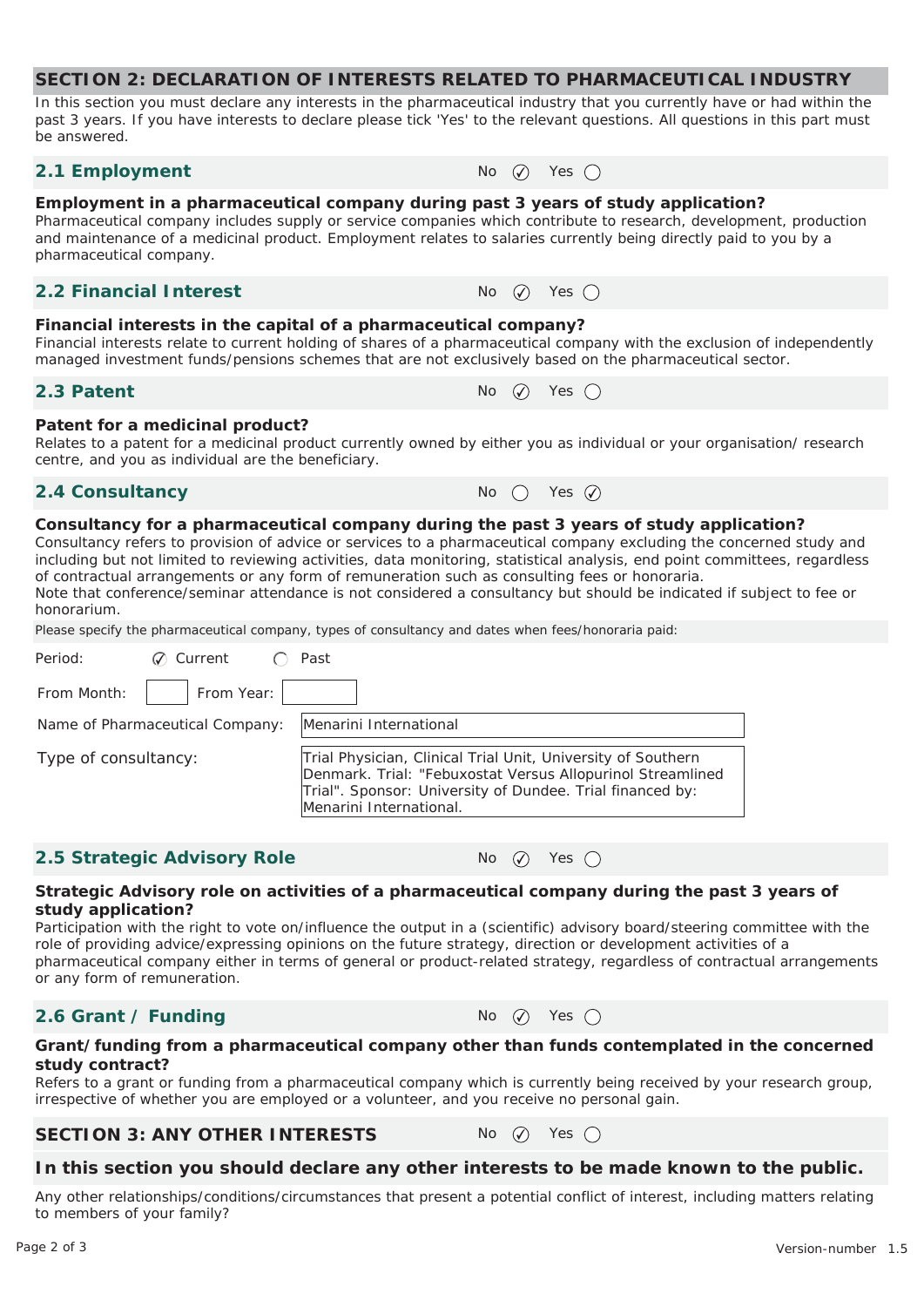## SECTION 2: DECLARATION OF INTERESTS RELATED TO PHARMACEUTICAL INDUSTRY

In this section you must declare any interests in the pharmaceutical industry that you currently have or had within the past 3 years. If you have interests to declare please tick 'Yes' to the relevant questions. All questions in this part must be answered.

### 2.1 Employment

No ☑ Yes ◯

**Employment in a pharmaceutical company during past 3 years of study application?**

Pharmaceutical company includes supply or service companies which contribute to research, development, production and maintenance of a medicinal product. Employment relates to salaries currently being directly paid to you by a pharmaceutical company.

### 2.2 Financial Interest

No ☑ Yes ◯

**Financial interests in the capital of a pharmaceutical company?**

Financial interests relate to current holding of shares of a pharmaceutical company with the exclusion of independently managed investment funds/pensions schemes that are not exclusively based on the pharmaceutical sector.

### 2.3 Patent

No ☑ Yes ◯

**Patent for a medicinal product?**

Relates to a patent for a medicinal product currently owned by either you as individual or your organisation/ research centre, and you as individual are the beneficiary.

### 2.4 Consultancy

No ◯ Yes ☑

**Consultancy for a pharmaceutical company during the past 3 years of study application?**

Consultancy refers to provision of advice or services to a pharmaceutical company excluding the concerned study and including but not limited to reviewing activities, data monitoring, statistical analysis, end point committees, regardless of contractual arrangements or any form of remuneration such as consulting fees or honoraria.

Note that conference/seminar attendance is not considered a consultancy but should be indicated if subject to fee or honorarium.

Please specify the pharmaceutical company, types of consultancy and dates when fees/honoraria paid:

Period: ☑ Current ◯ Past

From Month: From Year:

Name of Pharmaceutical Company: Menarini International

Type of consultancy: Trial Physician, Clinical Trial Unit, University of Southern Denmark. Trial: "Febuxostat Versus Allopurinol Streamlined Trial". Sponsor: University of Dundee. Trial financed by: Menarini International.

### 2.5 Strategic Advisory Role

No ☑ Yes ◯

**Strategic Advisory role on activities of a pharmaceutical company during the past 3 years of study application?**

Participation with the right to vote on/influence the output in a (scientific) advisory board/steering committee with the role of providing advice/expressing opinions on the future strategy, direction or development activities of a pharmaceutical company either in terms of general or product-related strategy, regardless of contractual arrangements or any form of remuneration.

### 2.6 Grant / Funding

No ☑ Yes ◯

**Grant/funding from a pharmaceutical company other than funds contemplated in the concerned study contract?**

Refers to a grant or funding from a pharmaceutical company which is currently being received by your research group, irrespective of whether you are employed or a volunteer, and you receive no personal gain.

## SECTION 3: ANY OTHER INTERESTS

No ☑ Yes ◯

**In this section you should declare any other interests to be made known to the public.**

Any other relationships/conditions/circumstances that present a potential conflict of interest, including matters relating to members of your family?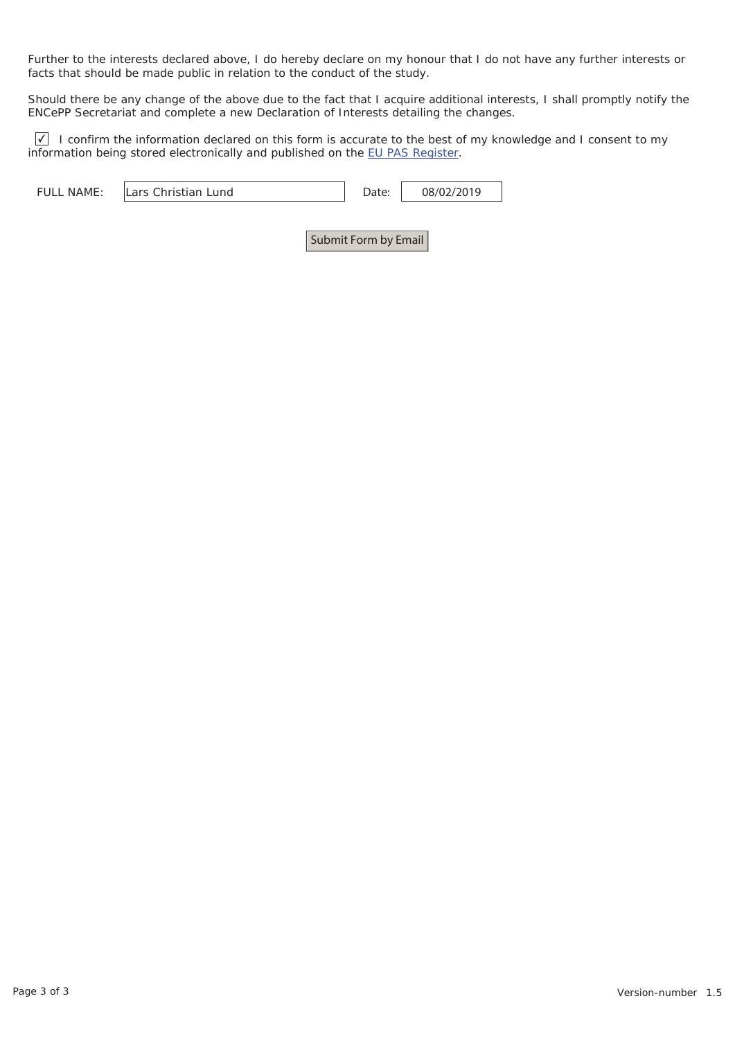Further to the interests declared above, I do hereby declare on my honour that I do not have any further interests or facts that should be made public in relation to the conduct of the study.

Should there be any change of the above due to the fact that I acquire additional interests, I shall promptly notify the ENCePP Secretariat and complete a new Declaration of Interests detailing the changes.

☑ I confirm the information declared on this form is accurate to the best of my knowledge and I consent to my information being stored electronically and published on the EU PAS Register.

FULL NAME: Lars Christian Lund     Date: 08/02/2019

Submit Form by Email

Version-number 1.5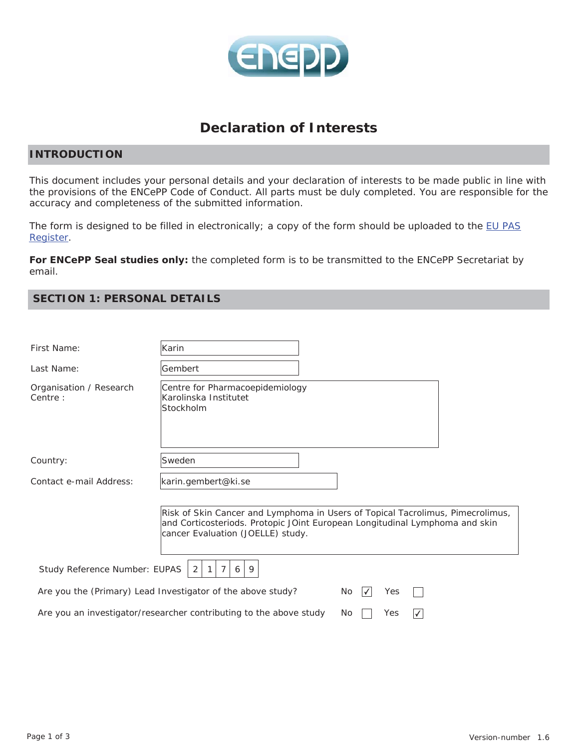# Declaration of Interests

## INTRODUCTION

This document includes your personal details and your declaration of interests to be made public in line with the provisions of the ENCePP Code of Conduct. All parts must be duly completed. You are responsible for the accuracy and completeness of the submitted information.

The form is designed to be filled in electronically; a copy of the form should be uploaded to the EU PAS Register.

**For ENCePP Seal studies only:** the completed form is to be transmitted to the ENCePP Secretariat by email.

## SECTION 1: PERSONAL DETAILS

First Name: Karin

Last Name: Gembert

Organisation / Research Centre : Centre for Pharmacoepidemiology
Karolinska Institutet
Stockholm

Country: Sweden

Contact e-mail Address: karin.gembert@ki.se

Risk of Skin Cancer and Lymphoma in Users of Topical Tacrolimus, Pimecrolimus, and Corticosteriods. Protopic JOint European Longitudinal Lymphoma and skin cancer Evaluation (JOELLE) study.

Study Reference Number: EUPAS 21769

Are you the (Primary) Lead Investigator of the above study? No ☑ Yes ☐

Are you an investigator/researcher contributing to the above study No ☐ Yes ☑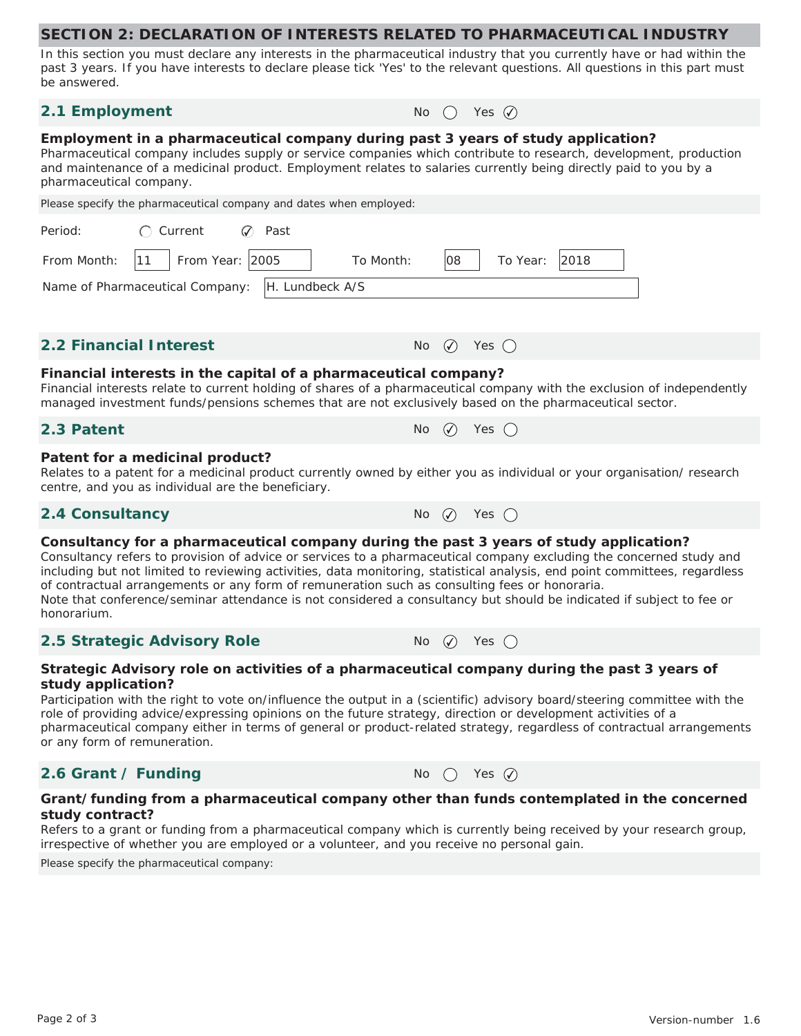## SECTION 2: DECLARATION OF INTERESTS RELATED TO PHARMACEUTICAL INDUSTRY

In this section you must declare any interests in the pharmaceutical industry that you currently have or had within the past 3 years. If you have interests to declare please tick 'Yes' to the relevant questions. All questions in this part must be answered.

### 2.1 Employment

No ○ Yes ✓

**Employment in a pharmaceutical company during past 3 years of study application?**
Pharmaceutical company includes supply or service companies which contribute to research, development, production and maintenance of a medicinal product. Employment relates to salaries currently being directly paid to you by a pharmaceutical company.

Please specify the pharmaceutical company and dates when employed:

Period: ○ Current ✓ Past

From Month: 11 From Year: 2005 To Month: 08 To Year: 2018

Name of Pharmaceutical Company: H. Lundbeck A/S

### 2.2 Financial Interest

No ✓ Yes ○

**Financial interests in the capital of a pharmaceutical company?**
Financial interests relate to current holding of shares of a pharmaceutical company with the exclusion of independently managed investment funds/pensions schemes that are not exclusively based on the pharmaceutical sector.

### 2.3 Patent

No ✓ Yes ○

**Patent for a medicinal product?**
Relates to a patent for a medicinal product currently owned by either you as individual or your organisation/ research centre, and you as individual are the beneficiary.

### 2.4 Consultancy

No ✓ Yes ○

**Consultancy for a pharmaceutical company during the past 3 years of study application?**
Consultancy refers to provision of advice or services to a pharmaceutical company excluding the concerned study and including but not limited to reviewing activities, data monitoring, statistical analysis, end point committees, regardless of contractual arrangements or any form of remuneration such as consulting fees or honoraria.
Note that conference/seminar attendance is not considered a consultancy but should be indicated if subject to fee or honorarium.

### 2.5 Strategic Advisory Role

No ✓ Yes ○

**Strategic Advisory role on activities of a pharmaceutical company during the past 3 years of study application?**
Participation with the right to vote on/influence the output in a (scientific) advisory board/steering committee with the role of providing advice/expressing opinions on the future strategy, direction or development activities of a pharmaceutical company either in terms of general or product-related strategy, regardless of contractual arrangements or any form of remuneration.

### 2.6 Grant / Funding

No ○ Yes ✓

**Grant/funding from a pharmaceutical company other than funds contemplated in the concerned study contract?**
Refers to a grant or funding from a pharmaceutical company which is currently being received by your research group, irrespective of whether you are employed or a volunteer, and you receive no personal gain.

Please specify the pharmaceutical company:

Version-number 1.6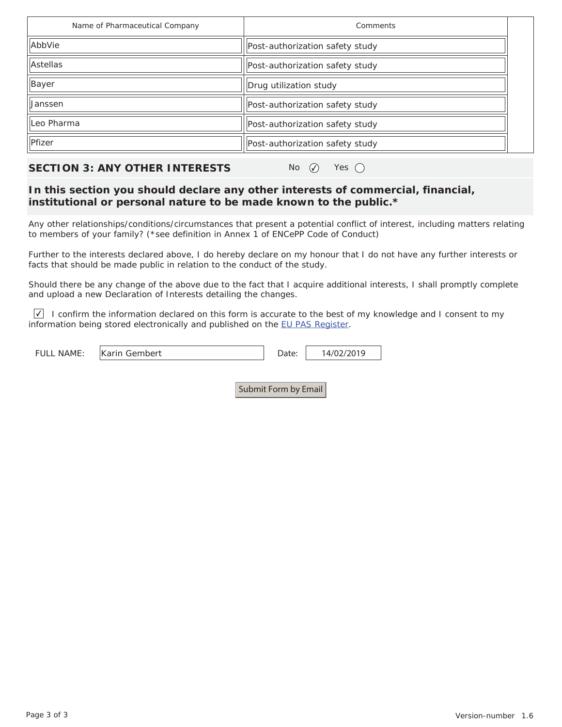| Name of Pharmaceutical Company | Comments |
|---|---|
| AbbVie | Post-authorization safety study |
| Astellas | Post-authorization safety study |
| Bayer | Drug utilization study |
| Janssen | Post-authorization safety study |
| Leo Pharma | Post-authorization safety study |
| Pfizer | Post-authorization safety study |

## SECTION 3: ANY OTHER INTERESTS

No ☑ Yes ○

**In this section you should declare any other interests of commercial, financial, institutional or personal nature to be made known to the public.***

Any other relationships/conditions/circumstances that present a potential conflict of interest, including matters relating to members of your family? (*see definition in Annex 1 of ENCePP Code of Conduct)

Further to the interests declared above, I do hereby declare on my honour that I do not have any further interests or facts that should be made public in relation to the conduct of the study.

Should there be any change of the above due to the fact that I acquire additional interests, I shall promptly complete and upload a new Declaration of Interests detailing the changes.

☑ I confirm the information declared on this form is accurate to the best of my knowledge and I consent to my information being stored electronically and published on the EU PAS Register.

FULL NAME: Karin Gembert    Date: 14/02/2019

Submit Form by Email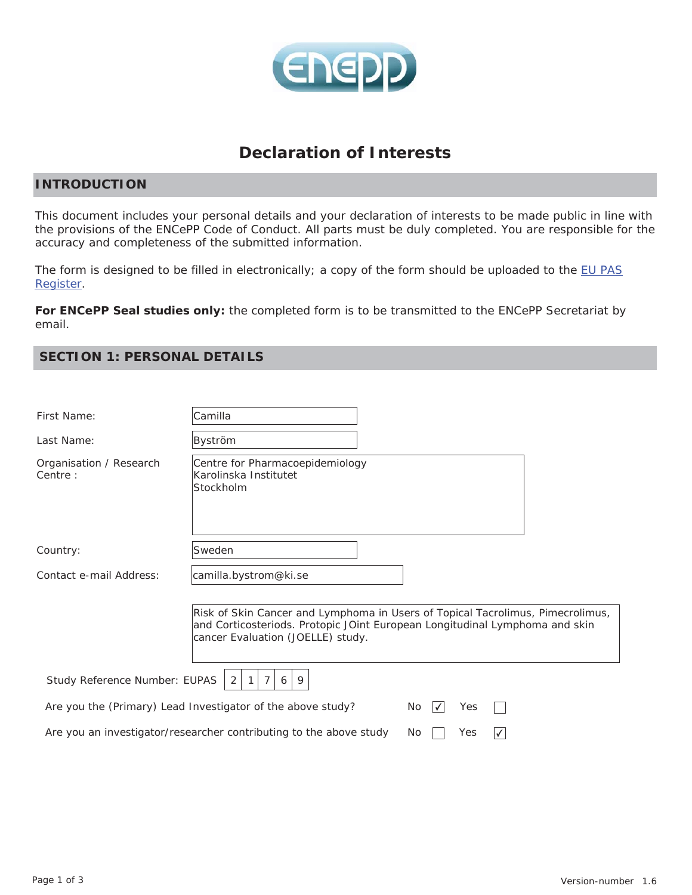# Declaration of Interests

## INTRODUCTION

This document includes your personal details and your declaration of interests to be made public in line with the provisions of the ENCePP Code of Conduct. All parts must be duly completed. You are responsible for the accuracy and completeness of the submitted information.

The form is designed to be filled in electronically; a copy of the form should be uploaded to the EU PAS Register.

**For ENCePP Seal studies only:** the completed form is to be transmitted to the ENCePP Secretariat by email.

## SECTION 1: PERSONAL DETAILS

First Name: Camilla

Last Name: Byström

Organisation / Research Centre: Centre for Pharmacoepidemiology
Karolinska Institutet
Stockholm

Country: Sweden

Contact e-mail Address: camilla.bystrom@ki.se

Risk of Skin Cancer and Lymphoma in Users of Topical Tacrolimus, Pimecrolimus, and Corticosteriods. Protopic JOint European Longitudinal Lymphoma and skin cancer Evaluation (JOELLE) study.

Study Reference Number: EUPAS 21769

Are you the (Primary) Lead Investigator of the above study? No ☑ Yes ☐

Are you an investigator/researcher contributing to the above study No ☐ Yes ☑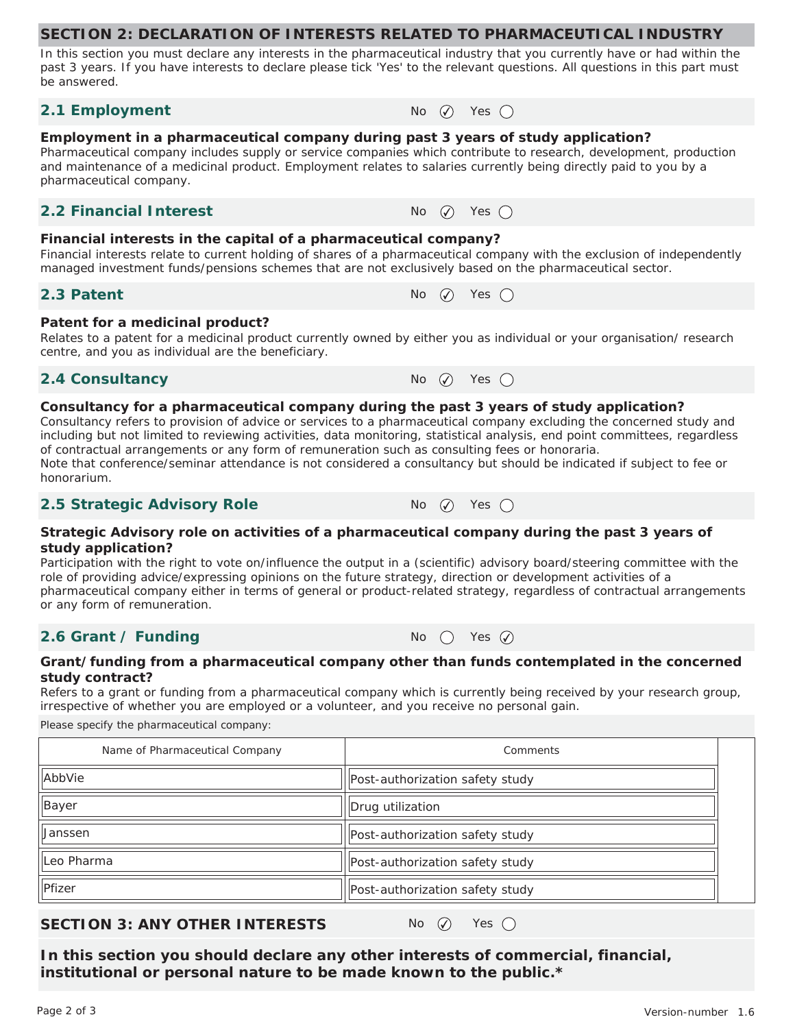## SECTION 2: DECLARATION OF INTERESTS RELATED TO PHARMACEUTICAL INDUSTRY

In this section you must declare any interests in the pharmaceutical industry that you currently have or had within the past 3 years. If you have interests to declare please tick 'Yes' to the relevant questions. All questions in this part must be answered.

### 2.1 Employment

No ☑ Yes ○

**Employment in a pharmaceutical company during past 3 years of study application?**
Pharmaceutical company includes supply or service companies which contribute to research, development, production and maintenance of a medicinal product. Employment relates to salaries currently being directly paid to you by a pharmaceutical company.

### 2.2 Financial Interest

No ☑ Yes ○

**Financial interests in the capital of a pharmaceutical company?**
Financial interests relate to current holding of shares of a pharmaceutical company with the exclusion of independently managed investment funds/pensions schemes that are not exclusively based on the pharmaceutical sector.

### 2.3 Patent

No ☑ Yes ○

**Patent for a medicinal product?**
Relates to a patent for a medicinal product currently owned by either you as individual or your organisation/ research centre, and you as individual are the beneficiary.

### 2.4 Consultancy

No ☑ Yes ○

**Consultancy for a pharmaceutical company during the past 3 years of study application?**
Consultancy refers to provision of advice or services to a pharmaceutical company excluding the concerned study and including but not limited to reviewing activities, data monitoring, statistical analysis, end point committees, regardless of contractual arrangements or any form of remuneration such as consulting fees or honoraria.
Note that conference/seminar attendance is not considered a consultancy but should be indicated if subject to fee or honorarium.

### 2.5 Strategic Advisory Role

No ☑ Yes ○

**Strategic Advisory role on activities of a pharmaceutical company during the past 3 years of study application?**
Participation with the right to vote on/influence the output in a (scientific) advisory board/steering committee with the role of providing advice/expressing opinions on the future strategy, direction or development activities of a pharmaceutical company either in terms of general or product-related strategy, regardless of contractual arrangements or any form of remuneration.

### 2.6 Grant / Funding

No ○ Yes ☑

**Grant/funding from a pharmaceutical company other than funds contemplated in the concerned study contract?**
Refers to a grant or funding from a pharmaceutical company which is currently being received by your research group, irrespective of whether you are employed or a volunteer, and you receive no personal gain.

Please specify the pharmaceutical company:

| Name of Pharmaceutical Company | Comments |
|---|---|
| AbbVie | Post-authorization safety study |
| Bayer | Drug utilization |
| Janssen | Post-authorization safety study |
| Leo Pharma | Post-authorization safety study |
| Pfizer | Post-authorization safety study |

## SECTION 3: ANY OTHER INTERESTS

No ☑ Yes ○

**In this section you should declare any other interests of commercial, financial, institutional or personal nature to be made known to the public.***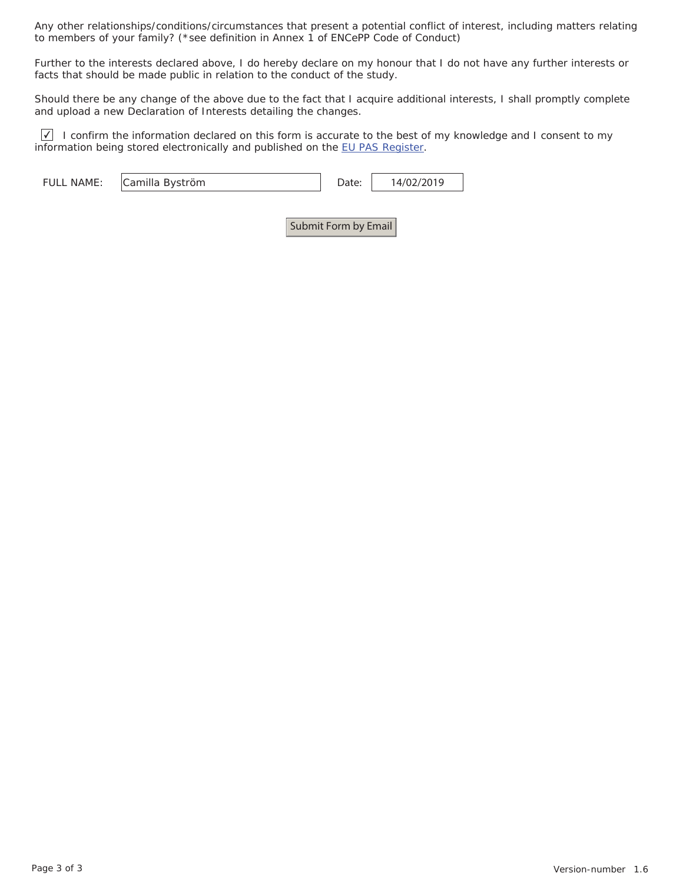Any other relationships/conditions/circumstances that present a potential conflict of interest, including matters relating to members of your family? (*see definition in Annex 1 of ENCePP Code of Conduct)

Further to the interests declared above, I do hereby declare on my honour that I do not have any further interests or facts that should be made public in relation to the conduct of the study.

Should there be any change of the above due to the fact that I acquire additional interests, I shall promptly complete and upload a new Declaration of Interests detailing the changes.

☑ I confirm the information declared on this form is accurate to the best of my knowledge and I consent to my information being stored electronically and published on the EU PAS Register.

FULL NAME: Camilla Byström    Date: 14/02/2019

Submit Form by Email

Version-number 1.6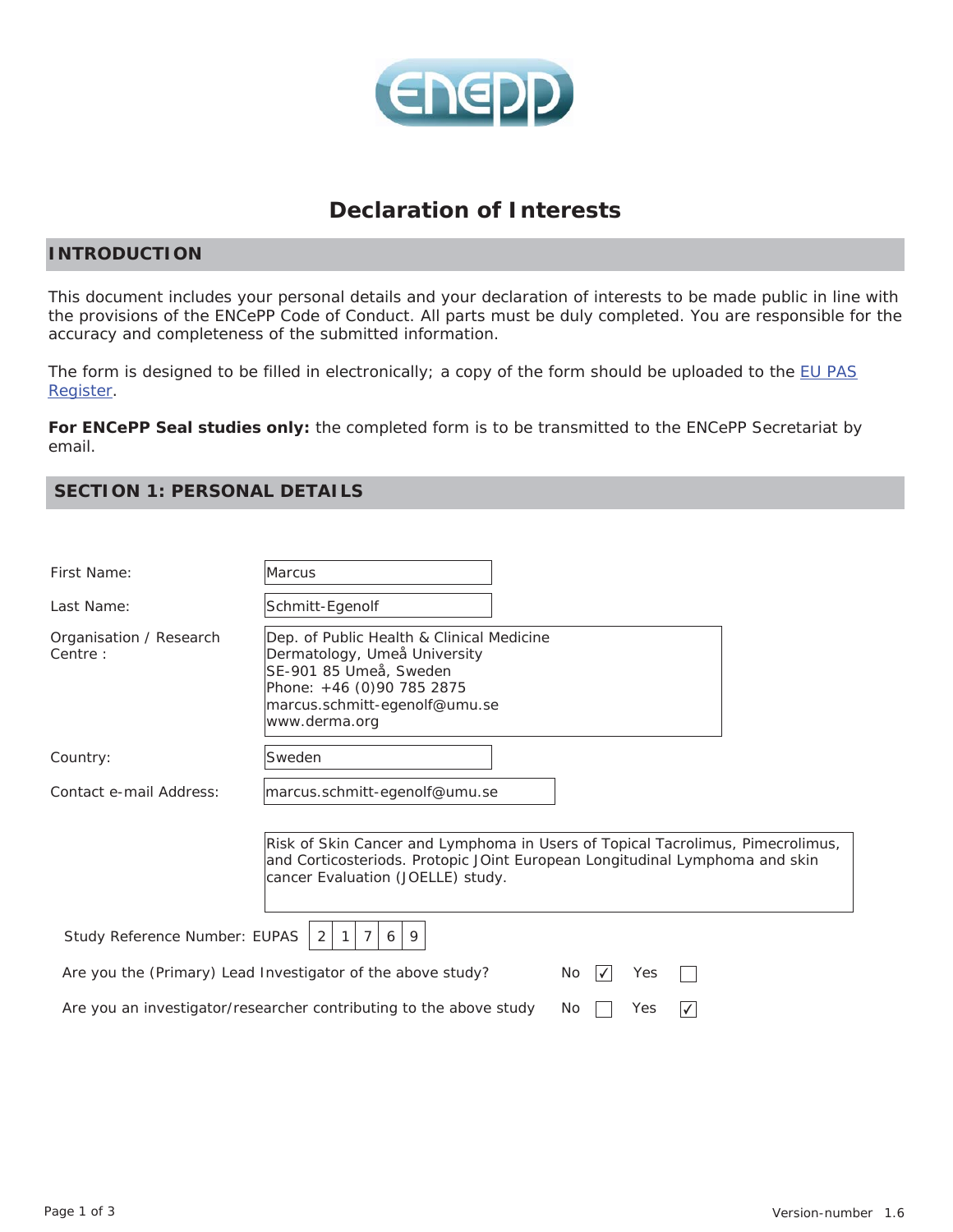# Declaration of Interests

## INTRODUCTION

This document includes your personal details and your declaration of interests to be made public in line with the provisions of the ENCePP Code of Conduct. All parts must be duly completed. You are responsible for the accuracy and completeness of the submitted information.

The form is designed to be filled in electronically; a copy of the form should be uploaded to the EU PAS Register.

**For ENCePP Seal studies only:** the completed form is to be transmitted to the ENCePP Secretariat by email.

## SECTION 1: PERSONAL DETAILS

First Name: Marcus

Last Name: Schmitt-Egenolf

Organisation / Research Centre :
Dep. of Public Health & Clinical Medicine
Dermatology, Umeå University
SE-901 85 Umeå, Sweden
Phone: +46 (0)90 785 2875
marcus.schmitt-egenolf@umu.se
www.derma.org

Country: Sweden

Contact e-mail Address: marcus.schmitt-egenolf@umu.se

Risk of Skin Cancer and Lymphoma in Users of Topical Tacrolimus, Pimecrolimus, and Corticosteriods. Protopic JOint European Longitudinal Lymphoma and skin cancer Evaluation (JOELLE) study.

Study Reference Number: EUPAS 21769

Are you the (Primary) Lead Investigator of the above study? No ☑ Yes ☐

Are you an investigator/researcher contributing to the above study No ☐ Yes ☑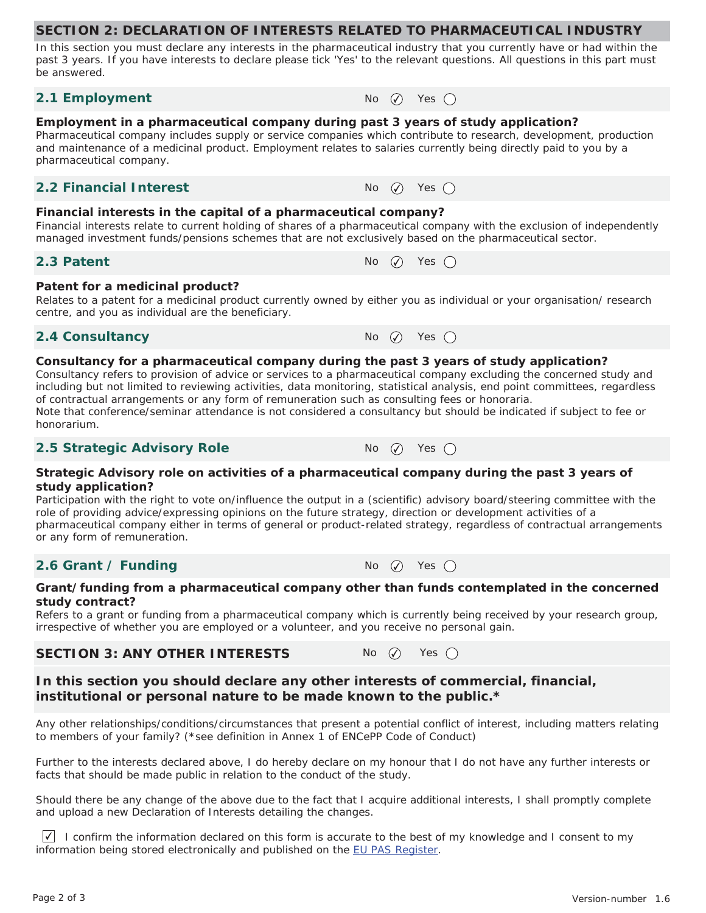## SECTION 2: DECLARATION OF INTERESTS RELATED TO PHARMACEUTICAL INDUSTRY

In this section you must declare any interests in the pharmaceutical industry that you currently have or had within the past 3 years. If you have interests to declare please tick 'Yes' to the relevant questions. All questions in this part must be answered.

### 2.1 Employment

No ☑ Yes ☐

**Employment in a pharmaceutical company during past 3 years of study application?**
Pharmaceutical company includes supply or service companies which contribute to research, development, production and maintenance of a medicinal product. Employment relates to salaries currently being directly paid to you by a pharmaceutical company.

### 2.2 Financial Interest

No ☑ Yes ☐

**Financial interests in the capital of a pharmaceutical company?**
Financial interests relate to current holding of shares of a pharmaceutical company with the exclusion of independently managed investment funds/pensions schemes that are not exclusively based on the pharmaceutical sector.

### 2.3 Patent

No ☑ Yes ☐

**Patent for a medicinal product?**
Relates to a patent for a medicinal product currently owned by either you as individual or your organisation/ research centre, and you as individual are the beneficiary.

### 2.4 Consultancy

No ☑ Yes ☐

**Consultancy for a pharmaceutical company during the past 3 years of study application?**
Consultancy refers to provision of advice or services to a pharmaceutical company excluding the concerned study and including but not limited to reviewing activities, data monitoring, statistical analysis, end point committees, regardless of contractual arrangements or any form of remuneration such as consulting fees or honoraria.
Note that conference/seminar attendance is not considered a consultancy but should be indicated if subject to fee or honorarium.

### 2.5 Strategic Advisory Role

No ☑ Yes ☐

**Strategic Advisory role on activities of a pharmaceutical company during the past 3 years of study application?**
Participation with the right to vote on/influence the output in a (scientific) advisory board/steering committee with the role of providing advice/expressing opinions on the future strategy, direction or development activities of a pharmaceutical company either in terms of general or product-related strategy, regardless of contractual arrangements or any form of remuneration.

### 2.6 Grant / Funding

No ☑ Yes ☐

**Grant/funding from a pharmaceutical company other than funds contemplated in the concerned study contract?**
Refers to a grant or funding from a pharmaceutical company which is currently being received by your research group, irrespective of whether you are employed or a volunteer, and you receive no personal gain.

## SECTION 3: ANY OTHER INTERESTS

No ☑ Yes ☐

**In this section you should declare any other interests of commercial, financial, institutional or personal nature to be made known to the public.***

Any other relationships/conditions/circumstances that present a potential conflict of interest, including matters relating to members of your family? (*see definition in Annex 1 of ENCePP Code of Conduct)

Further to the interests declared above, I do hereby declare on my honour that I do not have any further interests or facts that should be made public in relation to the conduct of the study.

Should there be any change of the above due to the fact that I acquire additional interests, I shall promptly complete and upload a new Declaration of Interests detailing the changes.

☑ I confirm the information declared on this form is accurate to the best of my knowledge and I consent to my information being stored electronically and published on the EU PAS Register.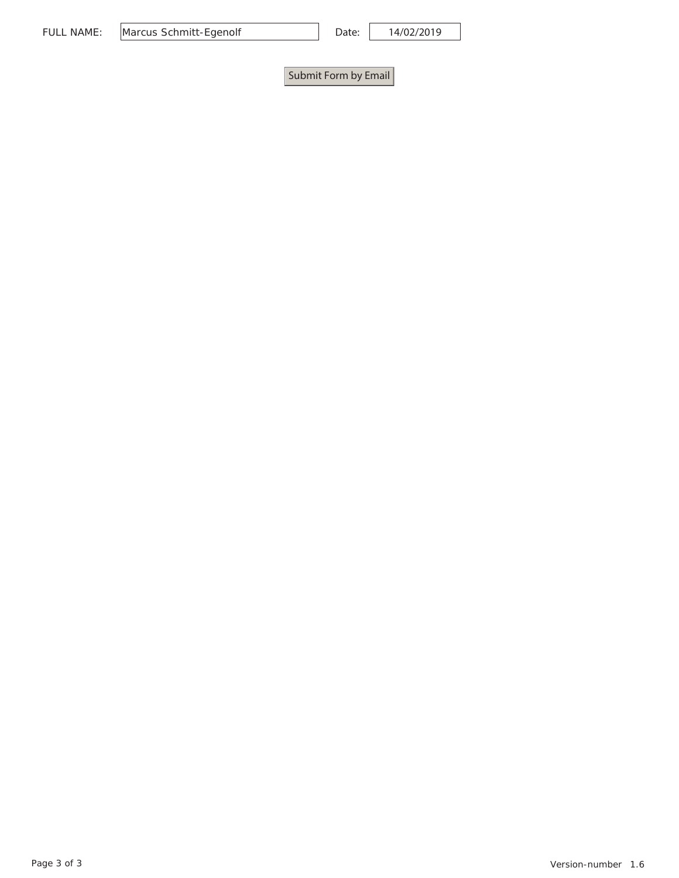FULL NAME: Marcus Schmitt-Egenolf

Date: 14/02/2019

Submit Form by Email

Version-number 1.6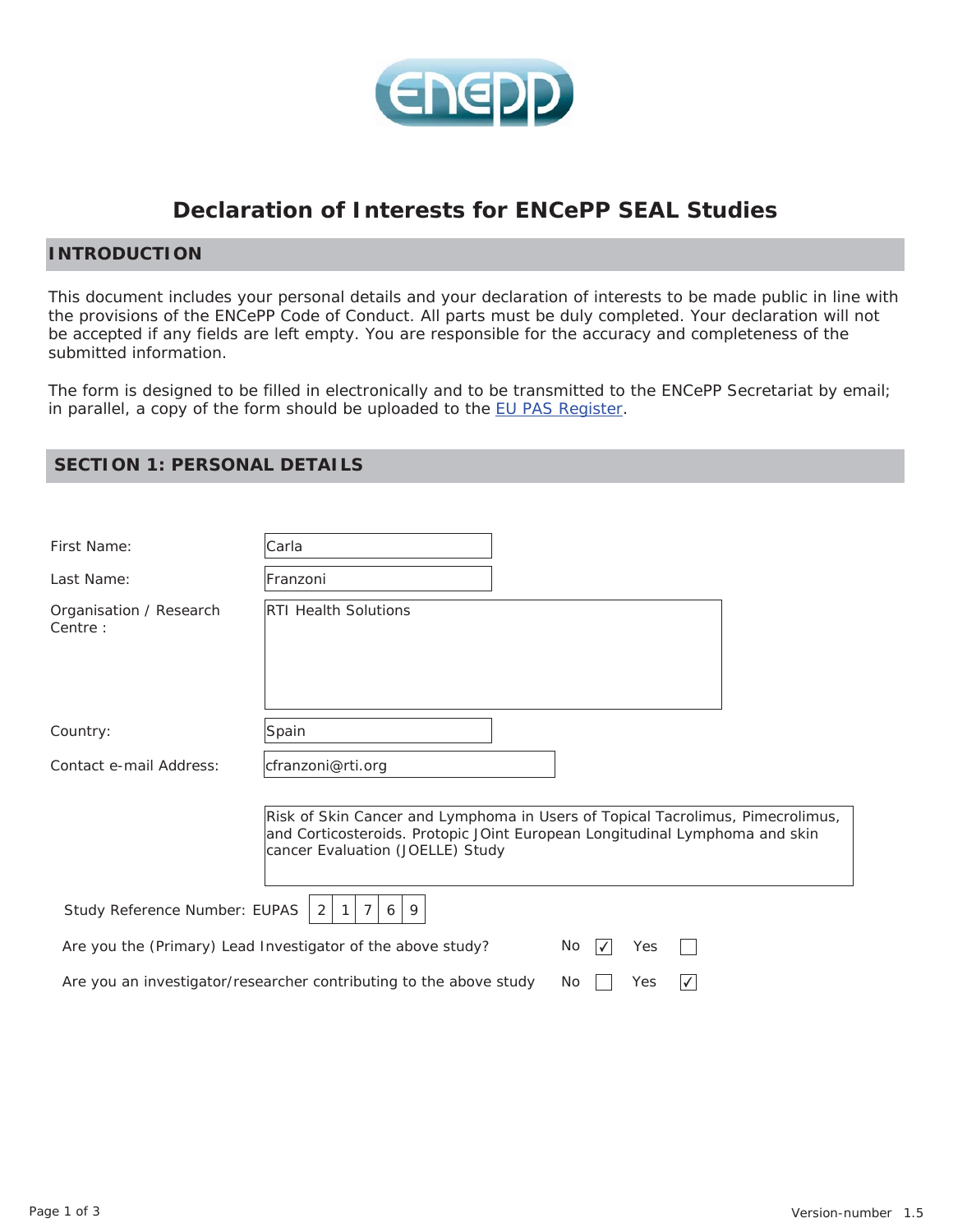# Declaration of Interests for ENCePP SEAL Studies

## INTRODUCTION

This document includes your personal details and your declaration of interests to be made public in line with the provisions of the ENCePP Code of Conduct. All parts must be duly completed. Your declaration will not be accepted if any fields are left empty. You are responsible for the accuracy and completeness of the submitted information.

The form is designed to be filled in electronically and to be transmitted to the ENCePP Secretariat by email; in parallel, a copy of the form should be uploaded to the EU PAS Register.

## SECTION 1: PERSONAL DETAILS

First Name: Carla

Last Name: Franzoni

Organisation / Research Centre : RTI Health Solutions

Country: Spain

Contact e-mail Address: cfranzoni@rti.org

Risk of Skin Cancer and Lymphoma in Users of Topical Tacrolimus, Pimecrolimus, and Corticosteroids. Protopic JOint European Longitudinal Lymphoma and skin cancer Evaluation (JOELLE) Study

Study Reference Number: EUPAS 21769

Are you the (Primary) Lead Investigator of the above study? No ☑ Yes ☐

Are you an investigator/researcher contributing to the above study No ☐ Yes ☑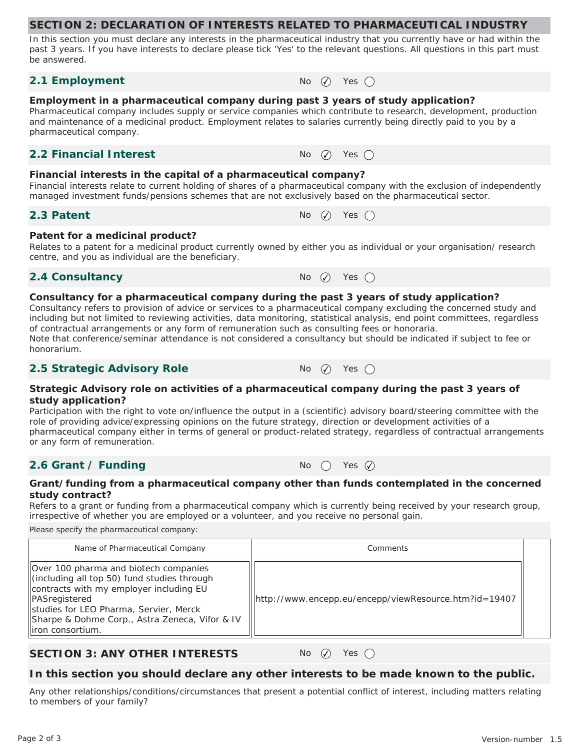## SECTION 2: DECLARATION OF INTERESTS RELATED TO PHARMACEUTICAL INDUSTRY

In this section you must declare any interests in the pharmaceutical industry that you currently have or had within the past 3 years. If you have interests to declare please tick 'Yes' to the relevant questions. All questions in this part must be answered.

### 2.1 Employment

No ✓ Yes ◯

**Employment in a pharmaceutical company during past 3 years of study application?**

Pharmaceutical company includes supply or service companies which contribute to research, development, production and maintenance of a medicinal product. Employment relates to salaries currently being directly paid to you by a pharmaceutical company.

### 2.2 Financial Interest

No ✓ Yes ◯

**Financial interests in the capital of a pharmaceutical company?**

Financial interests relate to current holding of shares of a pharmaceutical company with the exclusion of independently managed investment funds/pensions schemes that are not exclusively based on the pharmaceutical sector.

### 2.3 Patent

No ✓ Yes ◯

**Patent for a medicinal product?**

Relates to a patent for a medicinal product currently owned by either you as individual or your organisation/ research centre, and you as individual are the beneficiary.

### 2.4 Consultancy

No ✓ Yes ◯

**Consultancy for a pharmaceutical company during the past 3 years of study application?**

Consultancy refers to provision of advice or services to a pharmaceutical company excluding the concerned study and including but not limited to reviewing activities, data monitoring, statistical analysis, end point committees, regardless of contractual arrangements or any form of remuneration such as consulting fees or honoraria.

Note that conference/seminar attendance is not considered a consultancy but should be indicated if subject to fee or honorarium.

### 2.5 Strategic Advisory Role

No ✓ Yes ◯

**Strategic Advisory role on activities of a pharmaceutical company during the past 3 years of study application?**

Participation with the right to vote on/influence the output in a (scientific) advisory board/steering committee with the role of providing advice/expressing opinions on the future strategy, direction or development activities of a pharmaceutical company either in terms of general or product-related strategy, regardless of contractual arrangements or any form of remuneration.

### 2.6 Grant / Funding

No ◯ Yes ✓

**Grant/funding from a pharmaceutical company other than funds contemplated in the concerned study contract?**

Refers to a grant or funding from a pharmaceutical company which is currently being received by your research group, irrespective of whether you are employed or a volunteer, and you receive no personal gain.

Please specify the pharmaceutical company:

| Name of Pharmaceutical Company | Comments |
|---|---|
| Over 100 pharma and biotech companies (including all top 50) fund studies through contracts with my employer including EU PASregistered studies for LEO Pharma, Servier, Merck Sharpe & Dohme Corp., Astra Zeneca, Vifor & IV iron consortium. | http://www.encepp.eu/encepp/viewResource.htm?id=19407 |

## SECTION 3: ANY OTHER INTERESTS

No ✓ Yes ◯

**In this section you should declare any other interests to be made known to the public.**

Any other relationships/conditions/circumstances that present a potential conflict of interest, including matters relating to members of your family?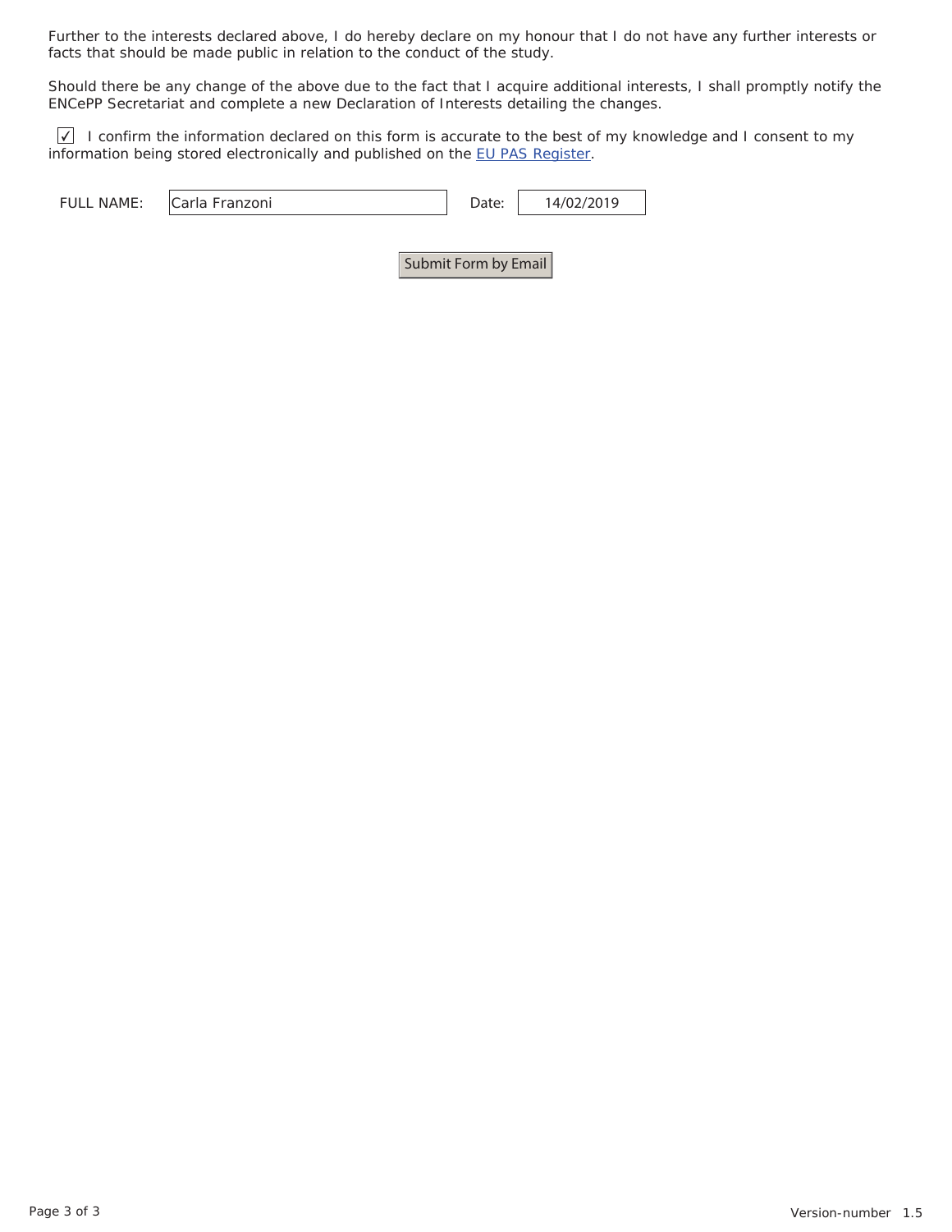Further to the interests declared above, I do hereby declare on my honour that I do not have any further interests or facts that should be made public in relation to the conduct of the study.

Should there be any change of the above due to the fact that I acquire additional interests, I shall promptly notify the ENCePP Secretariat and complete a new Declaration of Interests detailing the changes.

☑ I confirm the information declared on this form is accurate to the best of my knowledge and I consent to my information being stored electronically and published on the EU PAS Register.

FULL NAME: Carla Franzoni     Date: 14/02/2019

Submit Form by Email

Version-number 1.5